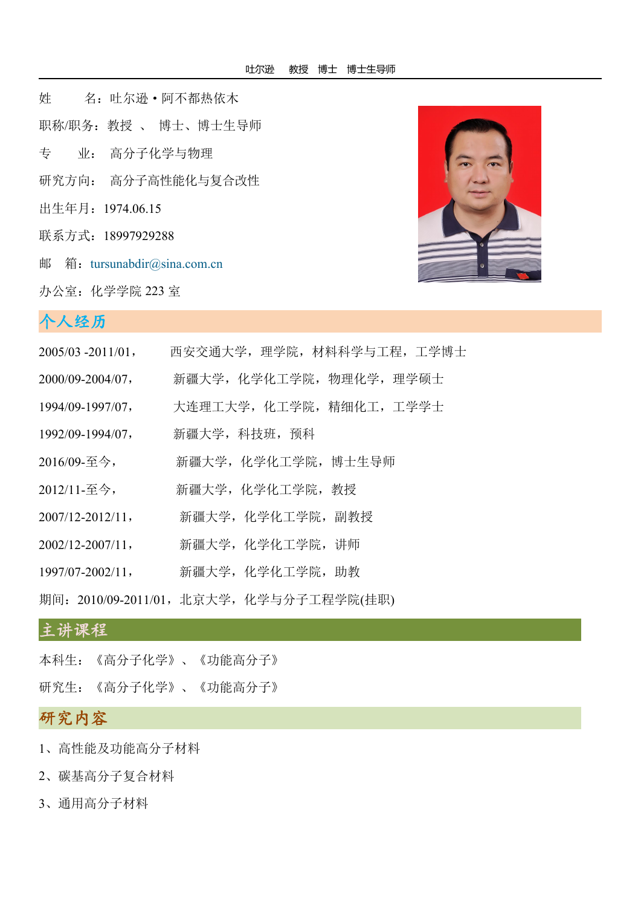姓　　名：吐尔逊·阿不都热依木

职称/职务：教授 、 博士、博士生导师

专　　业： 高分子化学与物理

研究方向： 高分子高性能化与复合改性

出生年月：1974.06.15

联系方式：18997929288

邮　　箱：tursunabdir@sina.com.cn

办公室：化学学院 223 室

## 个人经历

2005/03 -2011/01，　西安交通大学，理学院，材料科学与工程，工学博士

2000/09-2004/07，　新疆大学，化学化工学院，物理化学，理学硕士

1994/09-1997/07，　大连理工大学，化工学院，精细化工，工学学士

1992/09-1994/07，　新疆大学，科技班，预科

2016/09-至今，　新疆大学，化学化工学院，博士生导师

2012/11-至今，　新疆大学，化学化工学院，教授

2007/12-2012/11，　新疆大学，化学化工学院，副教授

2002/12-2007/11，　新疆大学，化学化工学院，讲师

1997/07-2002/11，　新疆大学，化学化工学院，助教

期间：2010/09-2011/01，北京大学，化学与分子工程学院(挂职)

## 主讲课程

本科生：《高分子化学》、《功能高分子》

研究生：《高分子化学》、《功能高分子》

## 研究内容

1、高性能及功能高分子材料

2、碳基高分子复合材料

3、通用高分子材料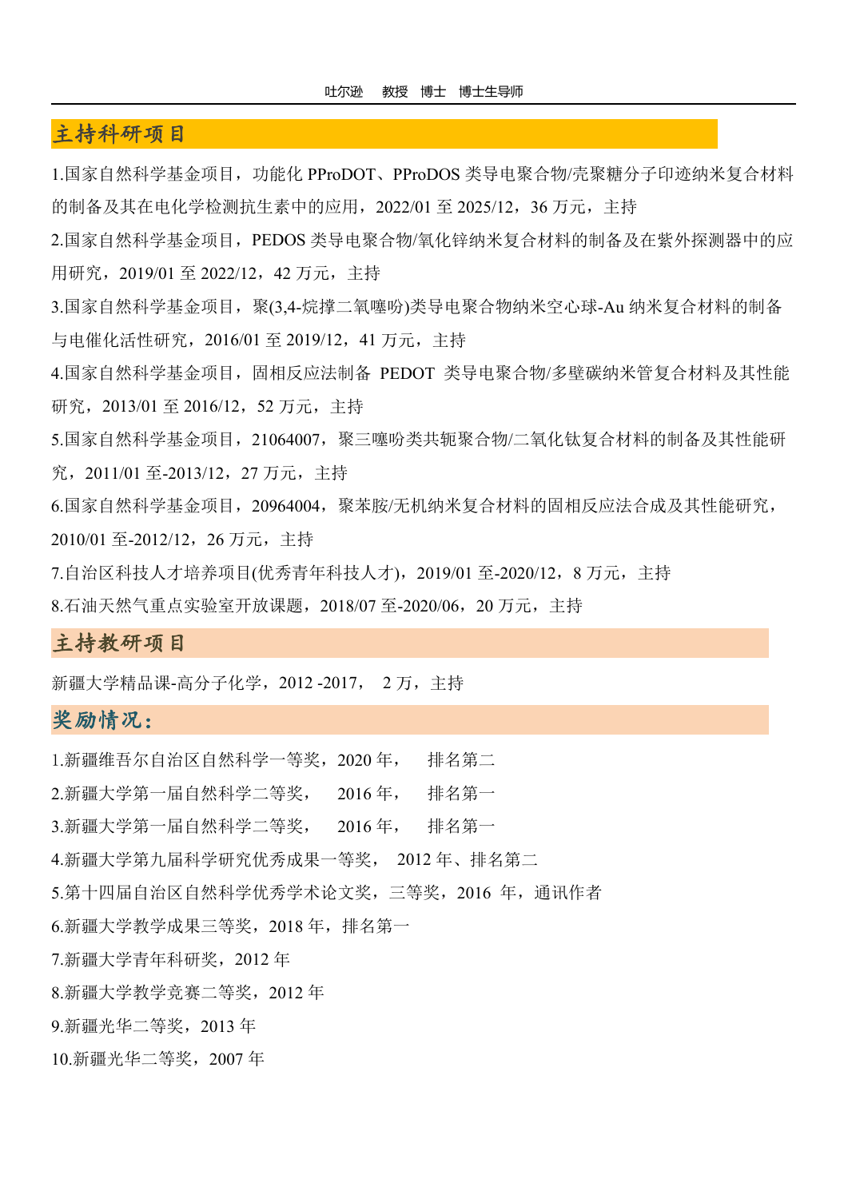## 主持科研项目

1.国家自然科学基金项目，功能化 PProDOT、PProDOS 类导电聚合物/壳聚糖分子印迹纳米复合材料的制备及其在电化学检测抗生素中的应用，2022/01 至 2025/12，36 万元，主持

2.国家自然科学基金项目，PEDOS 类导电聚合物/氧化锌纳米复合材料的制备及在紫外探测器中的应用研究，2019/01 至 2022/12，42 万元，主持

3.国家自然科学基金项目，聚(3,4-烷撑二氧噻吩)类导电聚合物纳米空心球-Au 纳米复合材料的制备与电催化活性研究，2016/01 至 2019/12，41 万元，主持

4.国家自然科学基金项目，固相反应法制备 PEDOT 类导电聚合物/多壁碳纳米管复合材料及其性能研究，2013/01 至 2016/12，52 万元，主持

5.国家自然科学基金项目，21064007，聚三噻吩类共轭聚合物/二氧化钛复合材料的制备及其性能研究，2011/01 至-2013/12，27 万元，主持

6.国家自然科学基金项目，20964004，聚苯胺/无机纳米复合材料的固相反应法合成及其性能研究，2010/01 至-2012/12，26 万元，主持

7.自治区科技人才培养项目(优秀青年科技人才)，2019/01 至-2020/12，8 万元，主持

8.石油天然气重点实验室开放课题，2018/07 至-2020/06，20 万元，主持

## 主持教研项目

新疆大学精品课-高分子化学，2012 -2017， 2 万，主持

## 奖励情况：

1.新疆维吾尔自治区自然科学一等奖，2020 年， 排名第二

2.新疆大学第一届自然科学二等奖， 2016 年， 排名第一

3.新疆大学第一届自然科学二等奖， 2016 年， 排名第一

4.新疆大学第九届科学研究优秀成果一等奖， 2012 年、排名第二

5.第十四届自治区自然科学优秀学术论文奖，三等奖，2016 年，通讯作者

6.新疆大学教学成果三等奖，2018 年，排名第一

7.新疆大学青年科研奖，2012 年

8.新疆大学教学竞赛二等奖，2012 年

9.新疆光华二等奖，2013 年

10.新疆光华二等奖，2007 年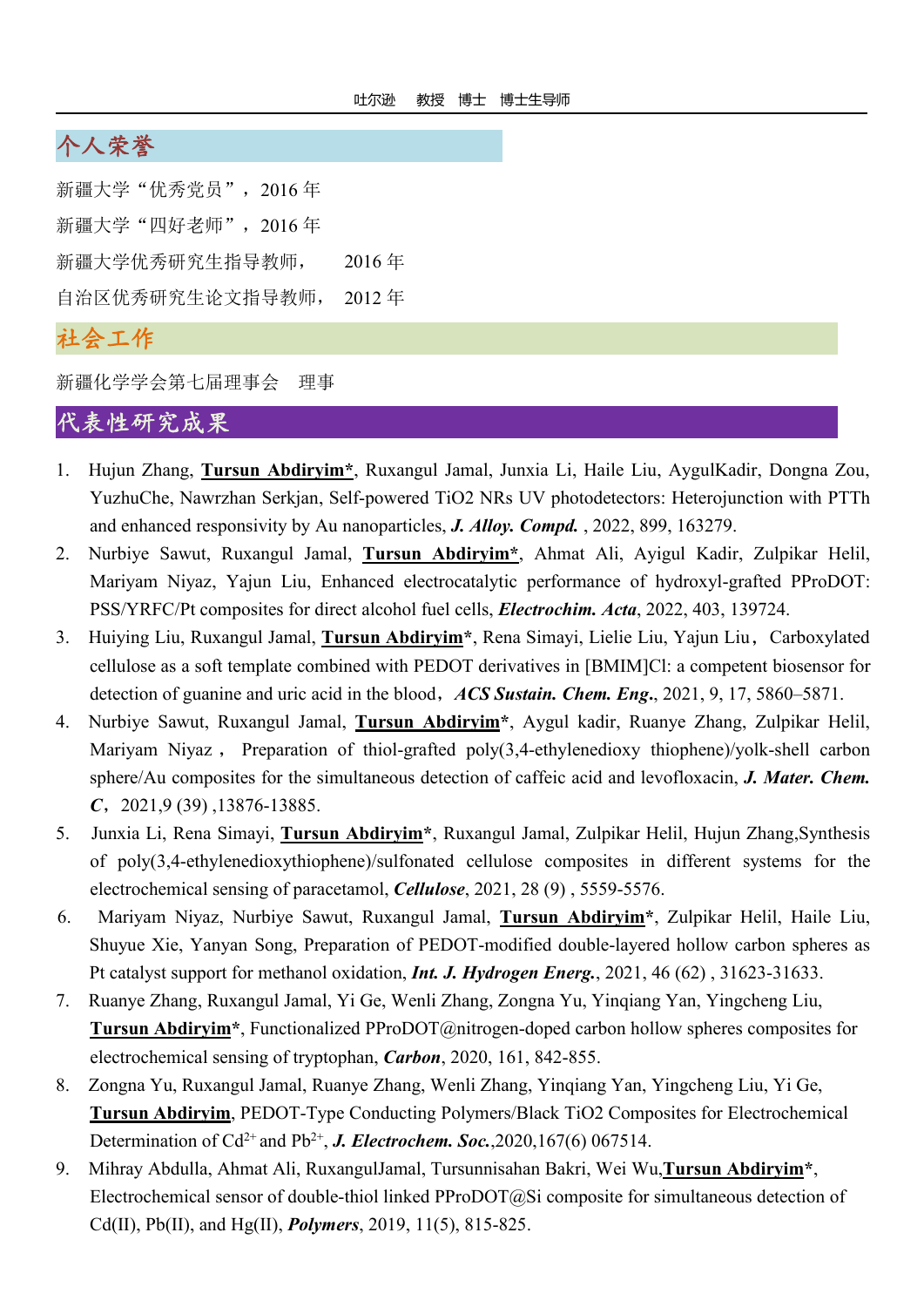## 个人荣誉

新疆大学“优秀党员”，2016 年

新疆大学“四好老师”，2016 年

新疆大学优秀研究生指导教师，  2016 年

自治区优秀研究生论文指导教师，  2012 年

## 社会工作

新疆化学学会第七届理事会  理事

## 代表性研究成果

1. Hujun Zhang, **Tursun Abdiryim***, Ruxangul Jamal, Junxia Li, Haile Liu, AygulKadir, Dongna Zou, YuzhuChe, Nawrzhan Serkjan, Self-powered TiO2 NRs UV photodetectors: Heterojunction with PTTh and enhanced responsivity by Au nanoparticles, ***J. Alloy. Compd.*** , 2022, 899, 163279.
2. Nurbiye Sawut, Ruxangul Jamal, **Tursun Abdiryim***, Ahmat Ali, Ayigul Kadir, Zulpikar Helil, Mariyam Niyaz, Yajun Liu, Enhanced electrocatalytic performance of hydroxyl-grafted PProDOT: PSS/YRFC/Pt composites for direct alcohol fuel cells, ***Electrochim. Acta***, 2022, 403, 139724.
3. Huiying Liu, Ruxangul Jamal, **Tursun Abdiryim***, Rena Simayi, Lielie Liu, Yajun Liu，Carboxylated cellulose as a soft template combined with PEDOT derivatives in [BMIM]Cl: a competent biosensor for detection of guanine and uric acid in the blood，***ACS Sustain. Chem. Eng***., 2021, 9, 17, 5860–5871.
4. Nurbiye Sawut, Ruxangul Jamal, **Tursun Abdiryim***, Aygul kadir, Ruanye Zhang, Zulpikar Helil, Mariyam Niyaz， Preparation of thiol-grafted poly(3,4-ethylenedioxy thiophene)/yolk-shell carbon sphere/Au composites for the simultaneous detection of caffeic acid and levofloxacin, ***J. Mater. Chem. C***，2021,9 (39) ,13876-13885.
5. Junxia Li, Rena Simayi, **Tursun Abdiryim***, Ruxangul Jamal, Zulpikar Helil, Hujun Zhang,Synthesis of poly(3,4-ethylenedioxythiophene)/sulfonated cellulose composites in different systems for the electrochemical sensing of paracetamol, ***Cellulose***, 2021, 28 (9) , 5559-5576.
6. Mariyam Niyaz, Nurbiye Sawut, Ruxangul Jamal, **Tursun Abdiryim***, Zulpikar Helil, Haile Liu, Shuyue Xie, Yanyan Song, Preparation of PEDOT-modified double-layered hollow carbon spheres as Pt catalyst support for methanol oxidation, ***Int. J. Hydrogen Energ.***, 2021, 46 (62) , 31623-31633.
7. Ruanye Zhang, Ruxangul Jamal, Yi Ge, Wenli Zhang, Zongna Yu, Yinqiang Yan, Yingcheng Liu, **Tursun Abdiryim***, Functionalized PProDOT@nitrogen-doped carbon hollow spheres composites for electrochemical sensing of tryptophan, ***Carbon***, 2020, 161, 842-855.
8. Zongna Yu, Ruxangul Jamal, Ruanye Zhang, Wenli Zhang, Yinqiang Yan, Yingcheng Liu, Yi Ge, **Tursun Abdiryim**, PEDOT-Type Conducting Polymers/Black TiO2 Composites for Electrochemical Determination of $Cd^{2+}$ and $Pb^{2+}$, ***J. Electrochem. Soc.***,2020,167(6) 067514.
9. Mihray Abdulla, Ahmat Ali, RuxangulJamal, Tursunnisahan Bakri, Wei Wu,**Tursun Abdiryim***, Electrochemical sensor of double-thiol linked PProDOT@Si composite for simultaneous detection of Cd(II), Pb(II), and Hg(II), ***Polymers***, 2019, 11(5), 815-825.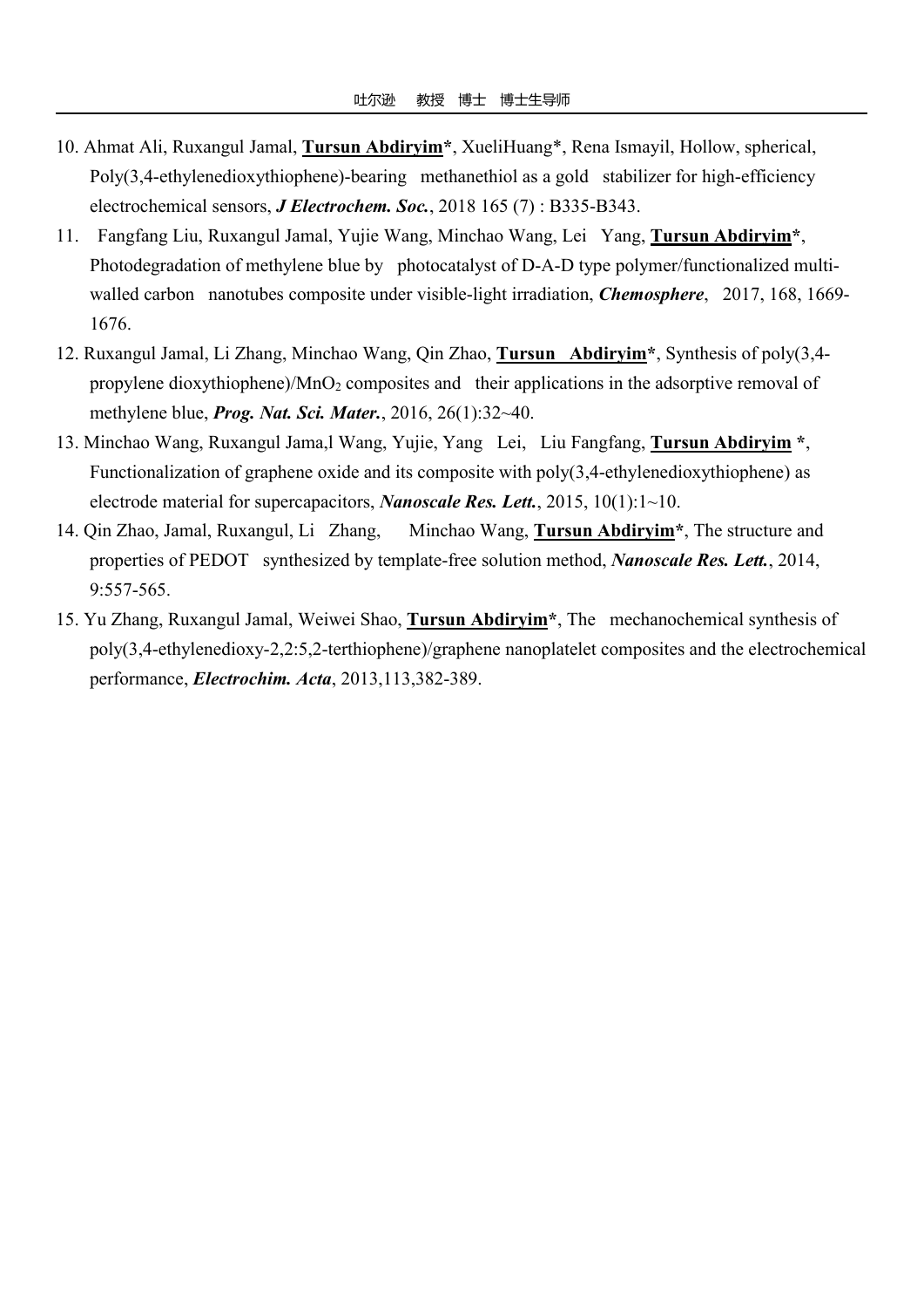10. Ahmat Ali, Ruxangul Jamal, **Tursun Abdiryim***, XueliHuang*, Rena Ismayil, Hollow, spherical, Poly(3,4-ethylenedioxythiophene)-bearing methanethiol as a gold stabilizer for high-efficiency electrochemical sensors, ***J Electrochem. Soc.***, 2018 165 (7) : B335-B343.
11. Fangfang Liu, Ruxangul Jamal, Yujie Wang, Minchao Wang, Lei Yang, **Tursun Abdiryim***, Photodegradation of methylene blue by photocatalyst of D-A-D type polymer/functionalized multi-walled carbon nanotubes composite under visible-light irradiation, ***Chemosphere***, 2017, 168, 1669-1676.
12. Ruxangul Jamal, Li Zhang, Minchao Wang, Qin Zhao, **Tursun Abdiryim***, Synthesis of poly(3,4-propylene dioxythiophene)/$MnO_2$ composites and their applications in the adsorptive removal of methylene blue, ***Prog. Nat. Sci. Mater.***, 2016, 26(1):32~40.
13. Minchao Wang, Ruxangul Jama,l Wang, Yujie, Yang Lei, Liu Fangfang, **Tursun Abdiryim** *, Functionalization of graphene oxide and its composite with poly(3,4-ethylenedioxythiophene) as electrode material for supercapacitors, ***Nanoscale Res. Lett.***, 2015, 10(1):1~10.
14. Qin Zhao, Jamal, Ruxangul, Li Zhang, Minchao Wang, **Tursun Abdiryim***, The structure and properties of PEDOT synthesized by template-free solution method, ***Nanoscale Res. Lett.***, 2014, 9:557-565.
15. Yu Zhang, Ruxangul Jamal, Weiwei Shao, **Tursun Abdiryim***, The mechanochemical synthesis of poly(3,4-ethylenedioxy-2,2:5,2-terthiophene)/graphene nanoplatelet composites and the electrochemical performance, ***Electrochim. Acta***, 2013,113,382-389.